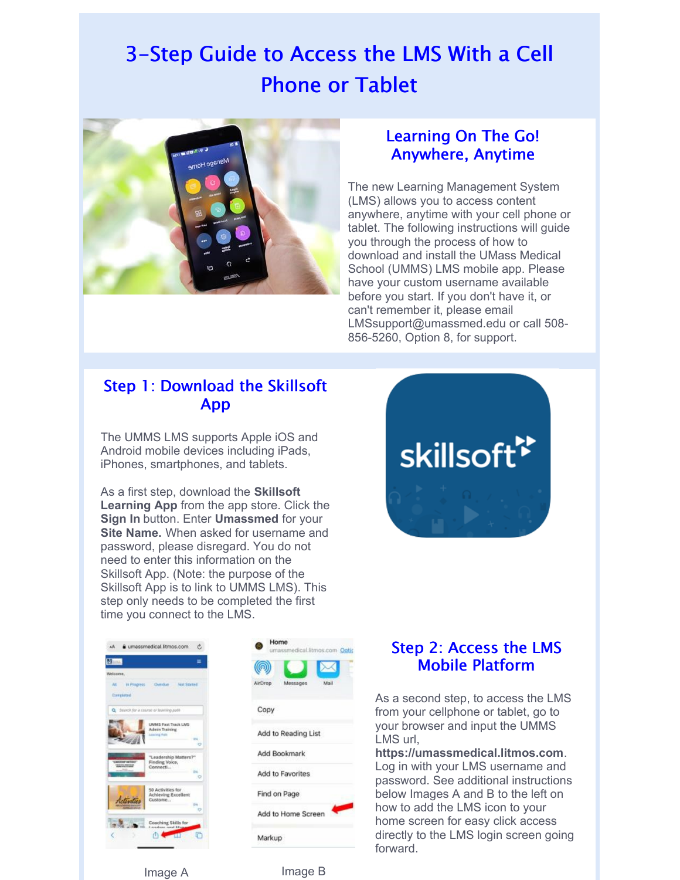# 3-Step Guide to Access the LMS With a Cell Phone or Tablet

## Learning On The Go! Anywhere, Anytime

The new Learning Management System (LMS) allows you to access content anywhere, anytime with your cell phone or tablet. The following instructions will guide you through the process of how to download and install the UMass Medical School (UMMS) LMS mobile app. Please have your custom username available before you start. If you don't have it, or can't remember it, please email LMSsupport@umassmed.edu or call 508-856-5260, Option 8, for support.

## Step 1: Download the Skillsoft App

The UMMS LMS supports Apple iOS and Android mobile devices including iPads, iPhones, smartphones, and tablets.

As a first step, download the **Skillsoft Learning App** from the app store. Click the **Sign In** button. Enter **Umassmed** for your **Site Name.** When asked for username and password, please disregard. You do not need to enter this information on the Skillsoft App. (Note: the purpose of the Skillsoft App is to link to UMMS LMS). This step only needs to be completed the first time you connect to the LMS.

## Step 2: Access the LMS Mobile Platform

As a second step, to access the LMS from your cellphone or tablet, go to your browser and input the UMMS LMS url, **https://umassmedical.litmos.com**. Log in with your LMS username and password. See additional instructions below Images A and B to the left on how to add the LMS icon to your home screen for easy click access directly to the LMS login screen going forward.

Image A

Image B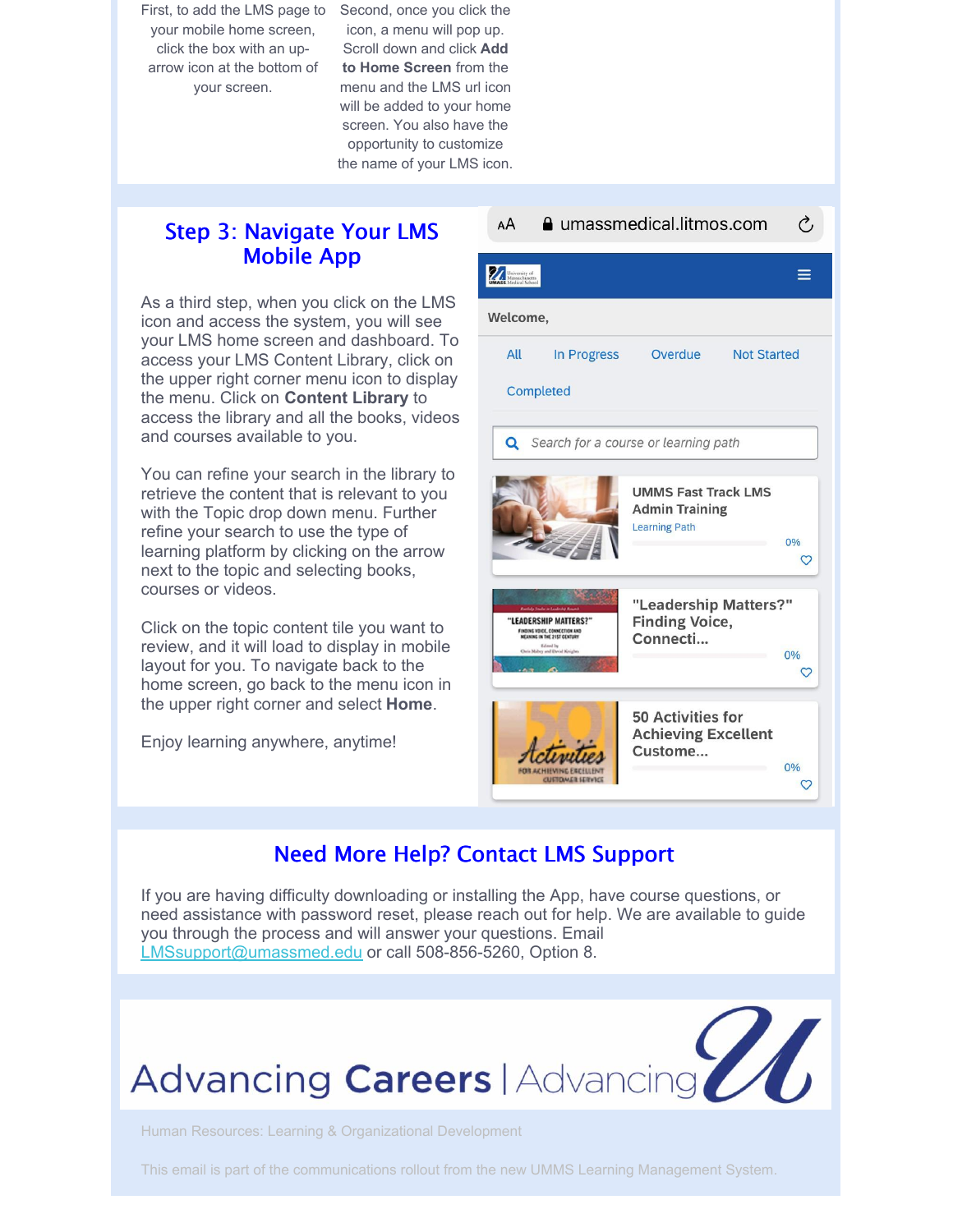First, to add the LMS page to your mobile home screen, click the box with an up-arrow icon at the bottom of your screen.

Second, once you click the icon, a menu will pop up. Scroll down and click **Add to Home Screen** from the menu and the LMS url icon will be added to your home screen. You also have the opportunity to customize the name of your LMS icon.

## Step 3: Navigate Your LMS Mobile App

As a third step, when you click on the LMS icon and access the system, you will see your LMS home screen and dashboard. To access your LMS Content Library, click on the upper right corner menu icon to display the menu. Click on **Content Library** to access the library and all the books, videos and courses available to you.

You can refine your search in the library to retrieve the content that is relevant to you with the Topic drop down menu. Further refine your search to use the type of learning platform by clicking on the arrow next to the topic and selecting books, courses or videos.

Click on the topic content tile you want to review, and it will load to display in mobile layout for you. To navigate back to the home screen, go back to the menu icon in the upper right corner and select **Home**.

Enjoy learning anywhere, anytime!

AA umassmedical.litmos.com

Welcome,

All In Progress Overdue Not Started Completed

Search for a course or learning path

UMMS Fast Track LMS Admin Training
Learning Path
0%

"Leadership Matters?" Finding Voice, Connecti...
0%

50 Activities for Achieving Excellent Custome...
0%

## Need More Help? Contact LMS Support

If you are having difficulty downloading or installing the App, have course questions, or need assistance with password reset, please reach out for help. We are available to guide you through the process and will answer your questions. Email LMSsupport@umassmed.edu or call 508-856-5260, Option 8.

Advancing **Careers** | Advancing U

Human Resources: Learning & Organizational Development

This email is part of the communications rollout from the new UMMS Learning Management System.